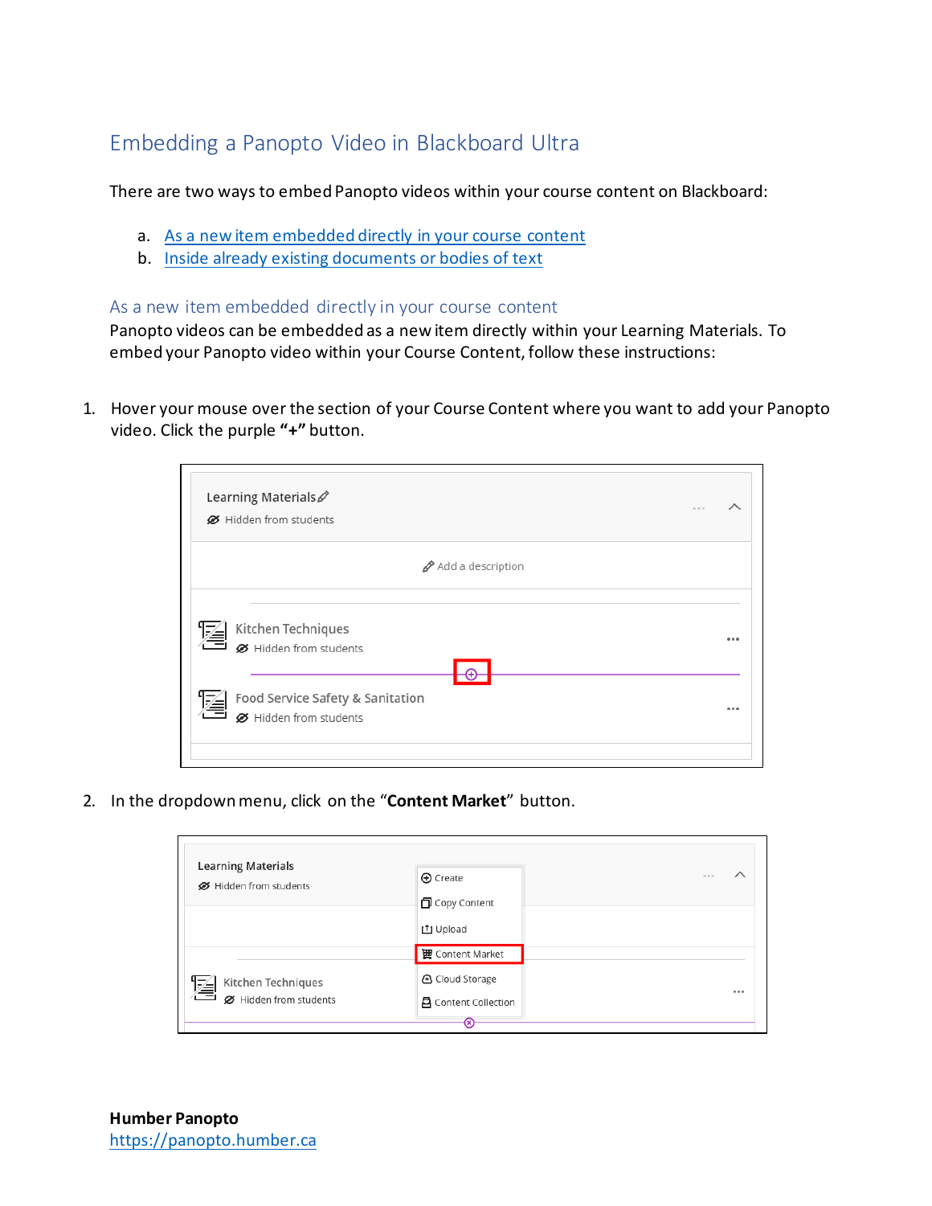# Embedding a Panopto Video in Blackboard Ultra

There are two ways to embed Panopto videos within your course content on Blackboard:

a. As a new item embedded directly in your course content
b. Inside already existing documents or bodies of text

## As a new item embedded directly in your course content

Panopto videos can be embedded as a new item directly within your Learning Materials. To embed your Panopto video within your Course Content, follow these instructions:

1. Hover your mouse over the section of your Course Content where you want to add your Panopto video. Click the purple **"+"** button.

2. In the dropdown menu, click on the "**Content Market**" button.

**Humber Panopto**
https://panopto.humber.ca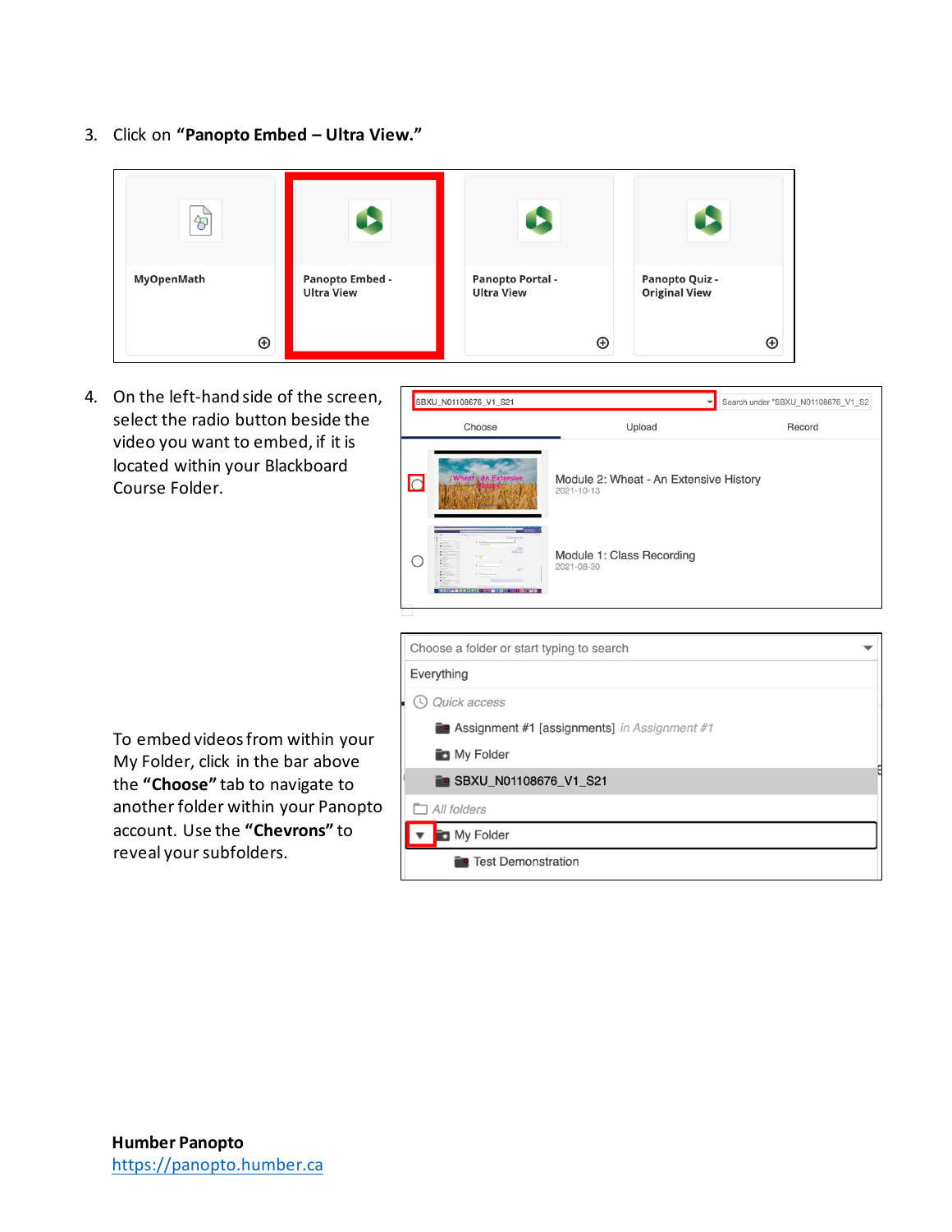3. Click on **"Panopto Embed – Ultra View."**

4. On the left-hand side of the screen, select the radio button beside the video you want to embed, if it is located within your Blackboard Course Folder.

To embed videos from within your My Folder, click in the bar above the **"Choose"** tab to navigate to another folder within your Panopto account. Use the **"Chevrons"** to reveal your subfolders.

**Humber Panopto**
[https://panopto.humber.ca](https://panopto.humber.ca)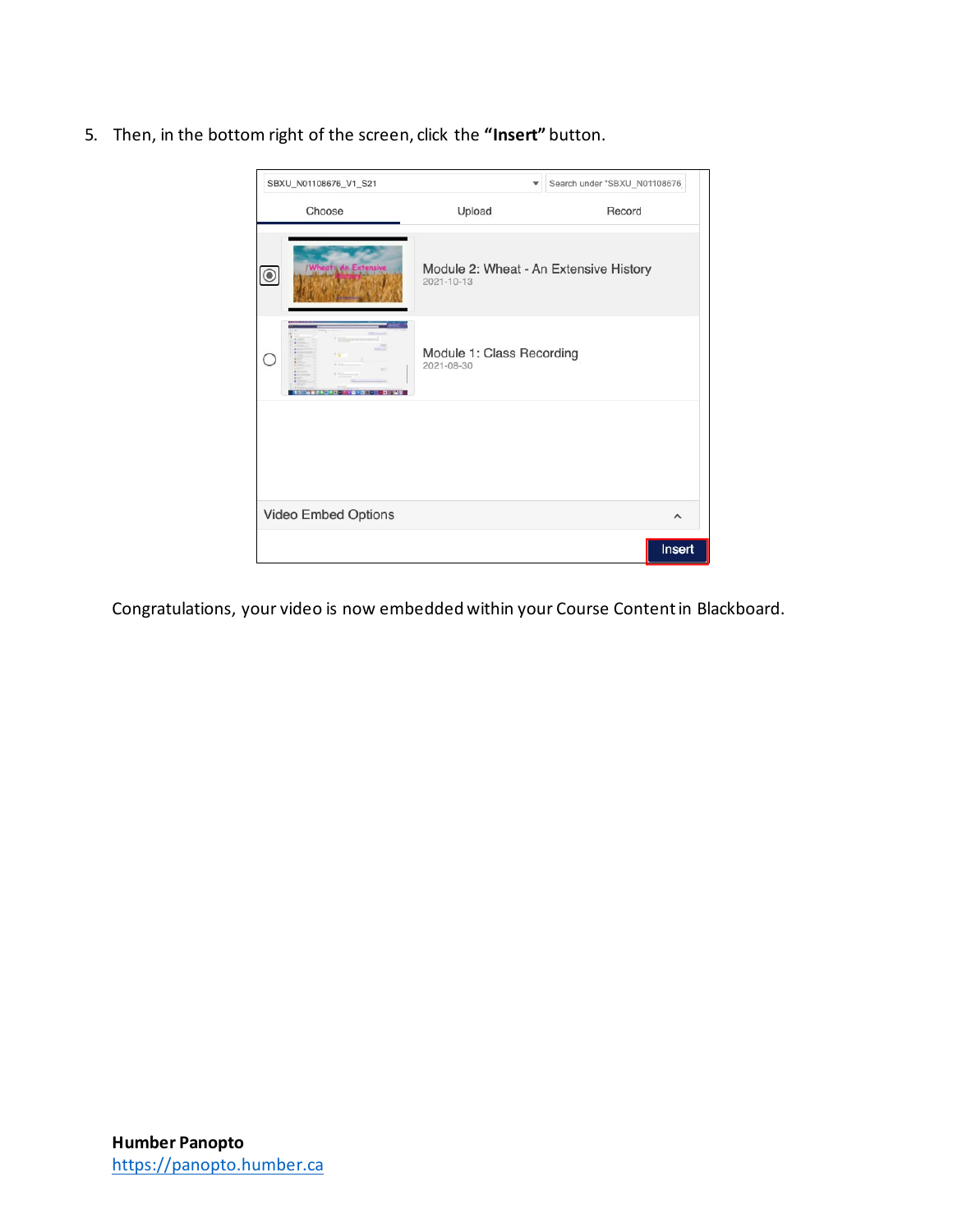5. Then, in the bottom right of the screen, click the **"Insert"** button.

Congratulations, your video is now embedded within your Course Content in Blackboard.

**Humber Panopto**
https://panopto.humber.ca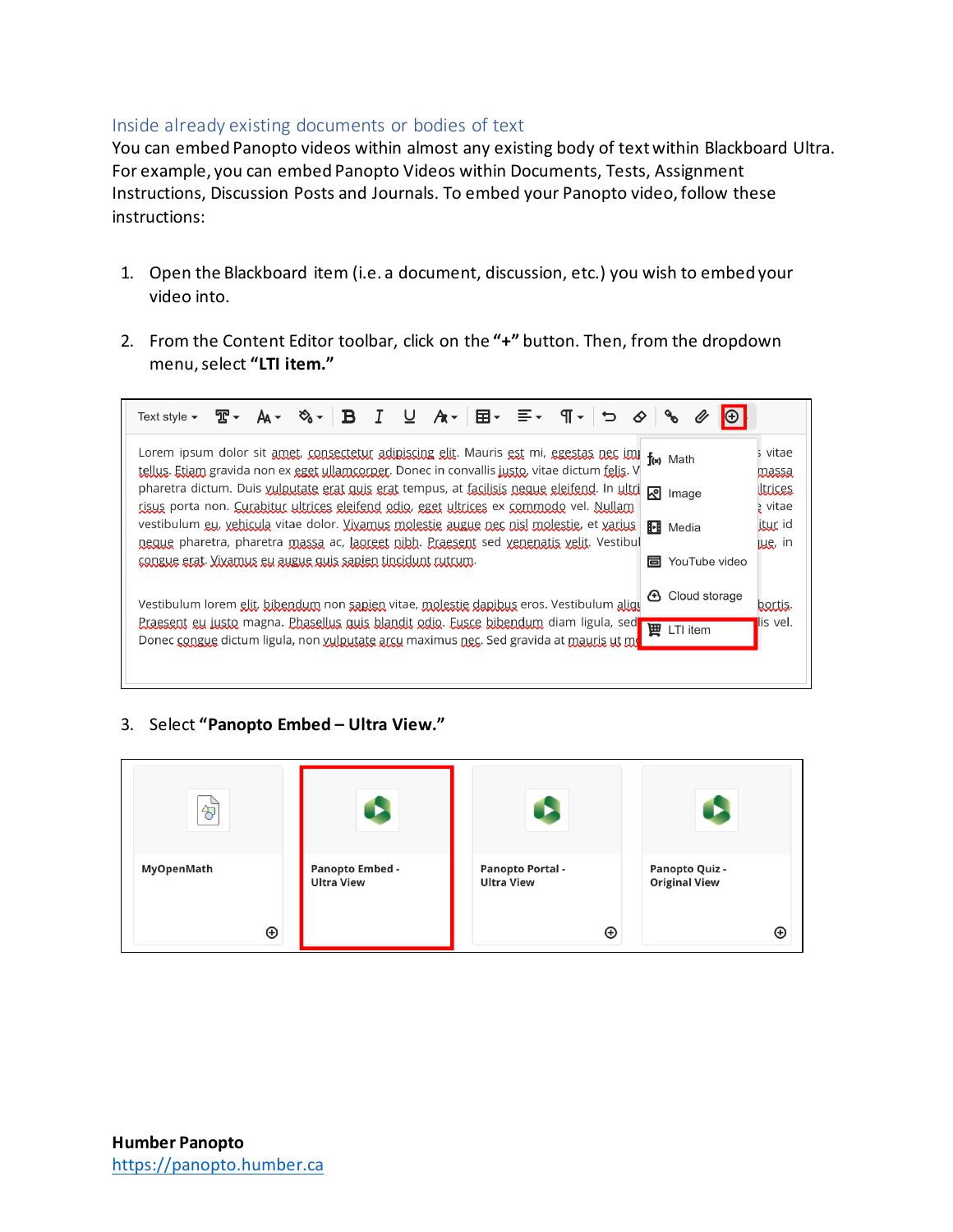## Inside already existing documents or bodies of text

You can embed Panopto videos within almost any existing body of text within Blackboard Ultra. For example, you can embed Panopto Videos within Documents, Tests, Assignment Instructions, Discussion Posts and Journals. To embed your Panopto video, follow these instructions:

1. Open the Blackboard item (i.e. a document, discussion, etc.) you wish to embed your video into.

2. From the Content Editor toolbar, click on the **"+"** button. Then, from the dropdown menu, select **"LTI item."**

3. Select **"Panopto Embed – Ultra View."**

**Humber Panopto**
[https://panopto.humber.ca](https://panopto.humber.ca)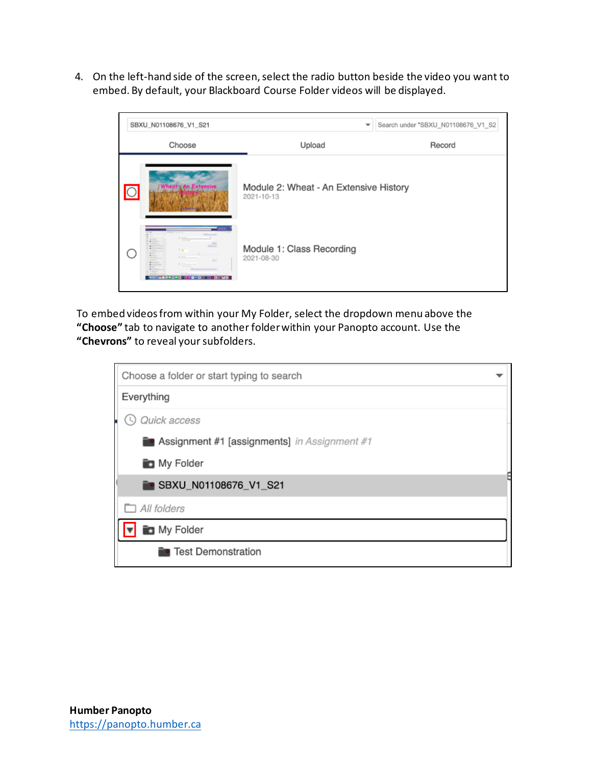4. On the left-hand side of the screen, select the radio button beside the video you want to embed. By default, your Blackboard Course Folder videos will be displayed.

To embed videos from within your My Folder, select the dropdown menu above the **"Choose"** tab to navigate to another folder within your Panopto account. Use the **"Chevrons"** to reveal your subfolders.

**Humber Panopto**
[https://panopto.humber.ca](https://panopto.humber.ca)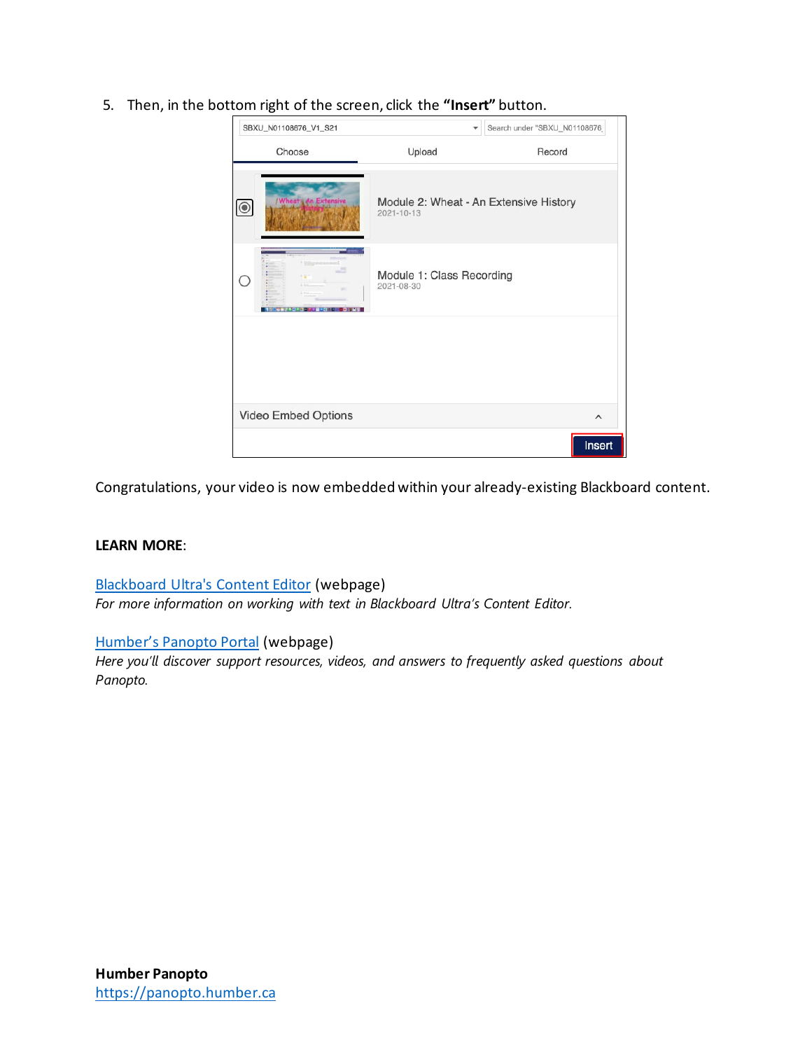5. Then, in the bottom right of the screen, click the **“Insert”** button.

Congratulations, your video is now embedded within your already-existing Blackboard content.

**LEARN MORE**:

Blackboard Ultra's Content Editor (webpage)
*For more information on working with text in Blackboard Ultra’s Content Editor.*

Humber’s Panopto Portal (webpage)
*Here you’ll discover support resources, videos, and answers to frequently asked questions about Panopto.*

**Humber Panopto**
https://panopto.humber.ca